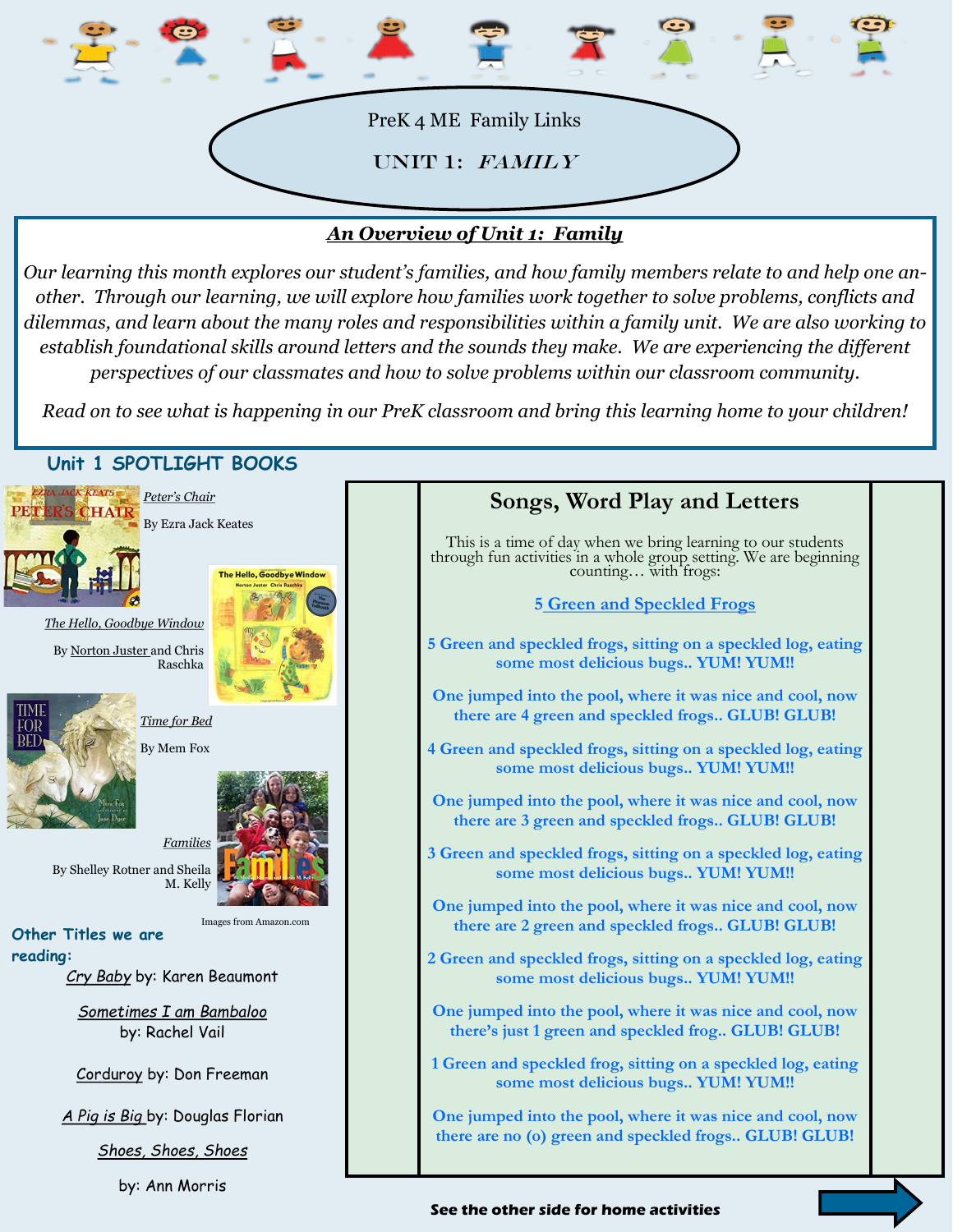PreK 4 ME Family Links

# UNIT 1: *FAMILY*

## *An Overview of Unit 1: Family*

*Our learning this month explores our student's families, and how family members relate to and help one another. Through our learning, we will explore how families work together to solve problems, conflicts and dilemmas, and learn about the many roles and responsibilities within a family unit. We are also working to establish foundational skills around letters and the sounds they make. We are experiencing the different perspectives of our classmates and how to solve problems within our classroom community.*

*Read on to see what is happening in our PreK classroom and bring this learning home to your children!*

## Unit 1 SPOTLIGHT BOOKS

*Peter's Chair*
By Ezra Jack Keates

*The Hello, Goodbye Window*
By Norton Juster and Chris Raschka

*Time for Bed*
By Mem Fox

*Families*
By Shelley Rotner and Sheila M. Kelly

Images from Amazon.com

### Other Titles we are reading:

*Cry Baby* by: Karen Beaumont

*Sometimes I am Bambaloo* by: Rachel Vail

*Corduroy* by: Don Freeman

*A Pig is Big* by: Douglas Florian

*Shoes, Shoes, Shoes* by: Ann Morris

## Songs, Word Play and Letters

This is a time of day when we bring learning to our students through fun activities in a whole group setting. We are beginning counting… with frogs:

**5 Green and Speckled Frogs**

**5 Green and speckled frogs, sitting on a speckled log, eating some most delicious bugs.. YUM! YUM!!**

**One jumped into the pool, where it was nice and cool, now there are 4 green and speckled frogs.. GLUB! GLUB!**

**4 Green and speckled frogs, sitting on a speckled log, eating some most delicious bugs.. YUM! YUM!!**

**One jumped into the pool, where it was nice and cool, now there are 3 green and speckled frogs.. GLUB! GLUB!**

**3 Green and speckled frogs, sitting on a speckled log, eating some most delicious bugs.. YUM! YUM!!**

**One jumped into the pool, where it was nice and cool, now there are 2 green and speckled frogs.. GLUB! GLUB!**

**2 Green and speckled frogs, sitting on a speckled log, eating some most delicious bugs.. YUM! YUM!!**

**One jumped into the pool, where it was nice and cool, now there's just 1 green and speckled frog.. GLUB! GLUB!**

**1 Green and speckled frog, sitting on a speckled log, eating some most delicious bugs.. YUM! YUM!!**

**One jumped into the pool, where it was nice and cool, now there are no (o) green and speckled frogs.. GLUB! GLUB!**

**See the other side for home activities**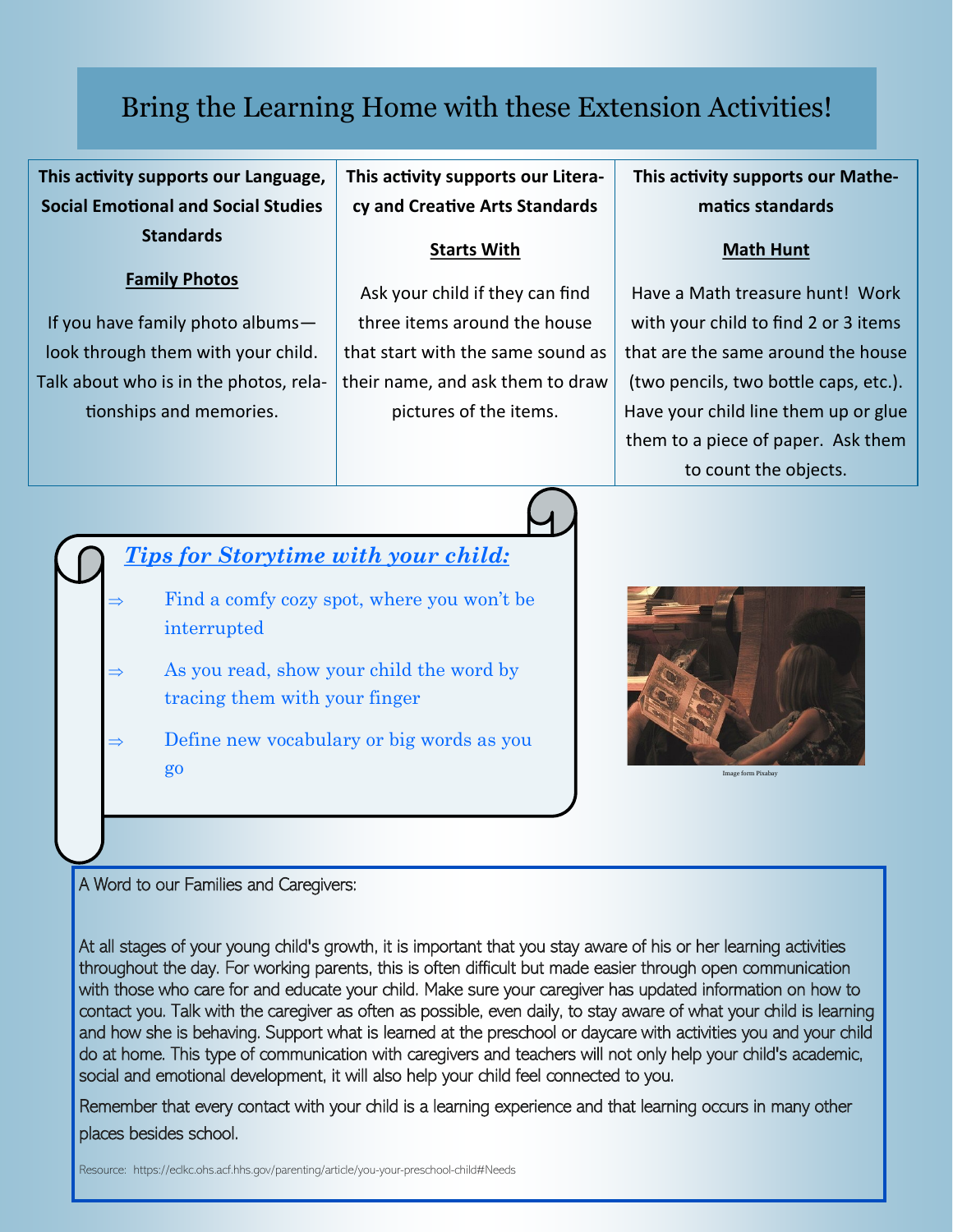# Bring the Learning Home with these Extension Activities!

**This activity supports our Language, Social Emotional and Social Studies Standards**

### Family Photos

If you have family photo albums—look through them with your child. Talk about who is in the photos, relationships and memories.

**This activity supports our Literacy and Creative Arts Standards**

### Starts With

Ask your child if they can find three items around the house that start with the same sound as their name, and ask them to draw pictures of the items.

**This activity supports our Mathematics standards**

### Math Hunt

Have a Math treasure hunt! Work with your child to find 2 or 3 items that are the same around the house (two pencils, two bottle caps, etc.). Have your child line them up or glue them to a piece of paper. Ask them to count the objects.

## *Tips for Storytime with your child:*

- ⇒ Find a comfy cozy spot, where you won't be interrupted
- ⇒ As you read, show your child the word by tracing them with your finger
- ⇒ Define new vocabulary or big words as you go

Image form Pixabay

A Word to our Families and Caregivers:

At all stages of your young child's growth, it is important that you stay aware of his or her learning activities throughout the day. For working parents, this is often difficult but made easier through open communication with those who care for and educate your child. Make sure your caregiver has updated information on how to contact you. Talk with the caregiver as often as possible, even daily, to stay aware of what your child is learning and how she is behaving. Support what is learned at the preschool or daycare with activities you and your child do at home. This type of communication with caregivers and teachers will not only help your child's academic, social and emotional development, it will also help your child feel connected to you.

Remember that every contact with your child is a learning experience and that learning occurs in many other places besides school.

Resource: https://eclkc.ohs.acf.hhs.gov/parenting/article/you-your-preschool-child#Needs